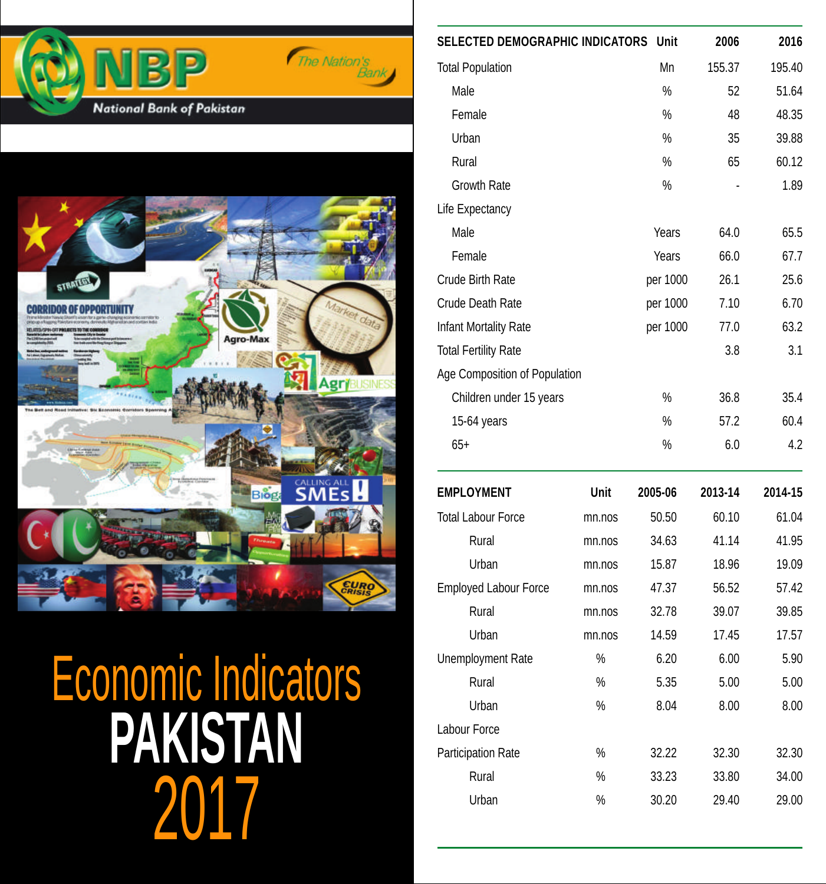**NBP** — *The Nation's Bank*

National Bank of Pakistan

# Economic Indicators PAKISTAN 2017

| SELECTED DEMOGRAPHIC INDICATORS | Unit | 2006 | 2016 |
|---|---|---|---|
| Total Population | Mn | 155.37 | 195.40 |
| Male | % | 52 | 51.64 |
| Female | % | 48 | 48.35 |
| Urban | % | 35 | 39.88 |
| Rural | % | 65 | 60.12 |
| Growth Rate | % | - | 1.89 |
| Life Expectancy | | | |
| Male | Years | 64.0 | 65.5 |
| Female | Years | 66.0 | 67.7 |
| Crude Birth Rate | per 1000 | 26.1 | 25.6 |
| Crude Death Rate | per 1000 | 7.10 | 6.70 |
| Infant Mortality Rate | per 1000 | 77.0 | 63.2 |
| Total Fertility Rate | | 3.8 | 3.1 |
| Age Composition of Population | | | |
| Children under 15 years | % | 36.8 | 35.4 |
| 15-64 years | % | 57.2 | 60.4 |
| 65+ | % | 6.0 | 4.2 |

| EMPLOYMENT | Unit | 2005-06 | 2013-14 | 2014-15 |
|---|---|---|---|---|
| Total Labour Force | mn.nos | 50.50 | 60.10 | 61.04 |
| Rural | mn.nos | 34.63 | 41.14 | 41.95 |
| Urban | mn.nos | 15.87 | 18.96 | 19.09 |
| Employed Labour Force | mn.nos | 47.37 | 56.52 | 57.42 |
| Rural | mn.nos | 32.78 | 39.07 | 39.85 |
| Urban | mn.nos | 14.59 | 17.45 | 17.57 |
| Unemployment Rate | % | 6.20 | 6.00 | 5.90 |
| Rural | % | 5.35 | 5.00 | 5.00 |
| Urban | % | 8.04 | 8.00 | 8.00 |
| Labour Force Participation Rate | % | 32.22 | 32.30 | 32.30 |
| Rural | % | 33.23 | 33.80 | 34.00 |
| Urban | % | 30.20 | 29.40 | 29.00 |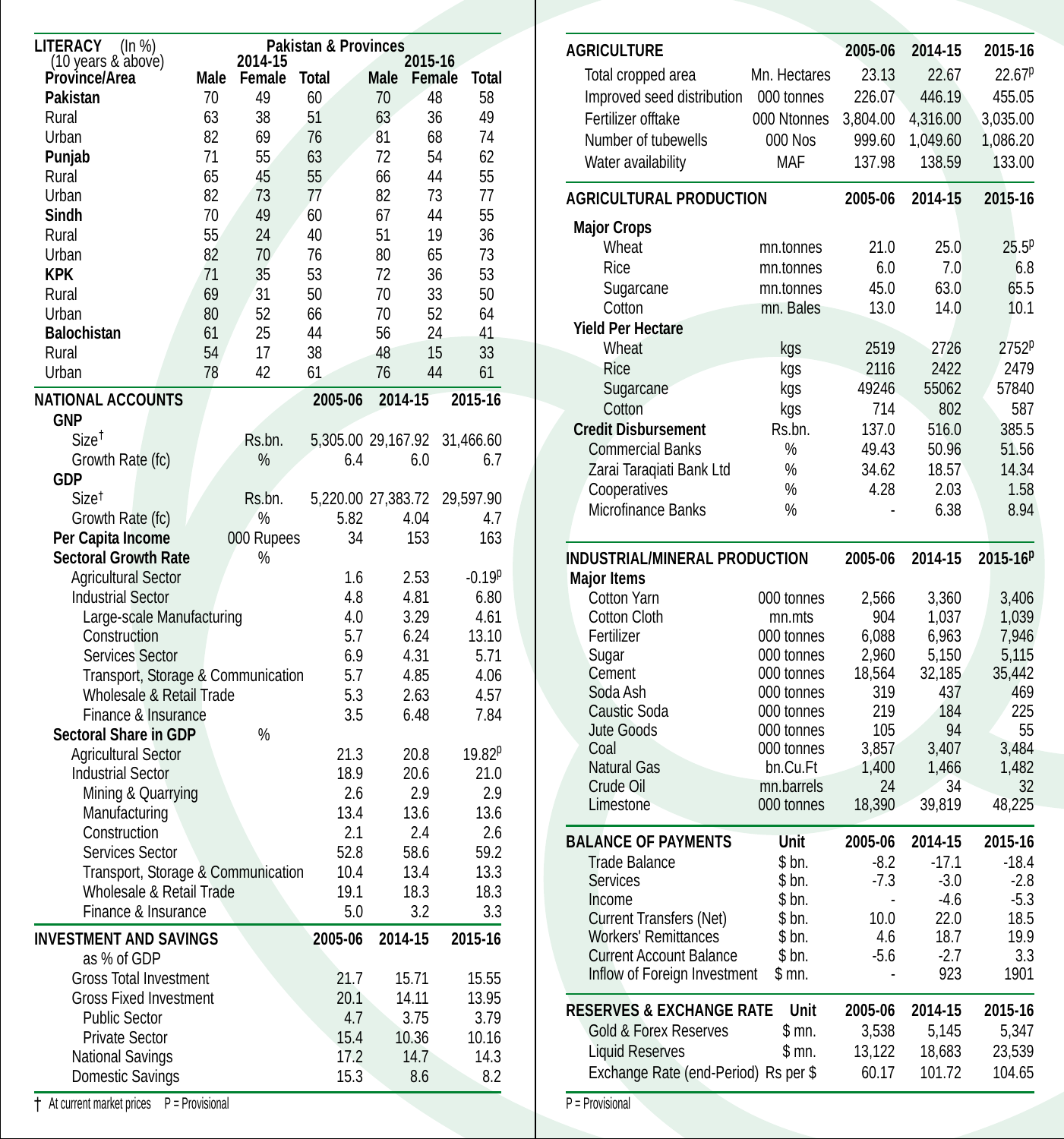## LITERACY (In %) (10 years & above)

| Province/Area | 2014-15 Male | 2014-15 Female | 2014-15 Total | 2015-16 Male | 2015-16 Female | 2015-16 Total |
|---|---|---|---|---|---|---|
| **Pakistan** | 70 | 49 | 60 | 70 | 48 | 58 |
| Rural | 63 | 38 | 51 | 63 | 36 | 49 |
| Urban | 82 | 69 | 76 | 81 | 68 | 74 |
| **Punjab** | 71 | 55 | 63 | 72 | 54 | 62 |
| Rural | 65 | 45 | 55 | 66 | 44 | 55 |
| Urban | 82 | 73 | 77 | 82 | 73 | 77 |
| **Sindh** | 70 | 49 | 60 | 67 | 44 | 55 |
| Rural | 55 | 24 | 40 | 51 | 19 | 36 |
| Urban | 82 | 70 | 76 | 80 | 65 | 73 |
| **KPK** | 71 | 35 | 53 | 72 | 36 | 53 |
| Rural | 69 | 31 | 50 | 70 | 33 | 50 |
| Urban | 80 | 52 | 66 | 70 | 52 | 64 |
| **Balochistan** | 61 | 25 | 44 | 56 | 24 | 41 |
| Rural | 54 | 17 | 38 | 48 | 15 | 33 |
| Urban | 78 | 42 | 61 | 76 | 44 | 61 |

## NATIONAL ACCOUNTS

| | Unit | 2005-06 | 2014-15 | 2015-16 |
|---|---|---|---|---|
| **GNP** | | | | |
| Size† | Rs.bn. | 5,305.00 | 29,167.92 | 31,466.60 |
| Growth Rate (fc) | % | 6.4 | 6.0 | 6.7 |
| **GDP** | | | | |
| Size† | Rs.bn. | 5,220.00 | 27,383.72 | 29,597.90 |
| Growth Rate (fc) | % | 5.82 | 4.04 | 4.7 |
| **Per Capita Income** | 000 Rupees | 34 | 153 | 163 |
| **Sectoral Growth Rate** | % | | | |
| Agricultural Sector | | 1.6 | 2.53 | -0.19P |
| Industrial Sector | | 4.8 | 4.81 | 6.80 |
| Large-scale Manufacturing | | 4.0 | 3.29 | 4.61 |
| Construction | | 5.7 | 6.24 | 13.10 |
| Services Sector | | 6.9 | 4.31 | 5.71 |
| Transport, Storage & Communication | | 5.7 | 4.85 | 4.06 |
| Wholesale & Retail Trade | | 5.3 | 2.63 | 4.57 |
| Finance & Insurance | | 3.5 | 6.48 | 7.84 |
| **Sectoral Share in GDP** | % | | | |
| Agricultural Sector | | 21.3 | 20.8 | 19.82P |
| Industrial Sector | | 18.9 | 20.6 | 21.0 |
| Mining & Quarrying | | 2.6 | 2.9 | 2.9 |
| Manufacturing | | 13.4 | 13.6 | 13.6 |
| Construction | | 2.1 | 2.4 | 2.6 |
| Services Sector | | 52.8 | 58.6 | 59.2 |
| Transport, Storage & Communication | | 10.4 | 13.4 | 13.3 |
| Wholesale & Retail Trade | | 19.1 | 18.3 | 18.3 |
| Finance & Insurance | | 5.0 | 3.2 | 3.3 |

## INVESTMENT AND SAVINGS

| as % of GDP | 2005-06 | 2014-15 | 2015-16 |
|---|---|---|---|
| Gross Total Investment | 21.7 | 15.71 | 15.55 |
| Gross Fixed Investment | 20.1 | 14.11 | 13.95 |
| Public Sector | 4.7 | 3.75 | 3.79 |
| Private Sector | 15.4 | 10.36 | 10.16 |
| National Savings | 17.2 | 14.7 | 14.3 |
| Domestic Savings | 15.3 | 8.6 | 8.2 |

† At current market prices P = Provisional

## AGRICULTURE

| | Unit | 2005-06 | 2014-15 | 2015-16 |
|---|---|---|---|---|
| Total cropped area | Mn. Hectares | 23.13 | 22.67 | 22.67P |
| Improved seed distribution | 000 tonnes | 226.07 | 446.19 | 455.05 |
| Fertilizer offtake | 000 Ntonnes | 3,804.00 | 4,316.00 | 3,035.00 |
| Number of tubewells | 000 Nos | 999.60 | 1,049.60 | 1,086.20 |
| Water availability | MAF | 137.98 | 138.59 | 133.00 |

## AGRICULTURAL PRODUCTION

| | Unit | 2005-06 | 2014-15 | 2015-16 |
|---|---|---|---|---|
| **Major Crops** | | | | |
| Wheat | mn.tonnes | 21.0 | 25.0 | 25.5P |
| Rice | mn.tonnes | 6.0 | 7.0 | 6.8 |
| Sugarcane | mn.tonnes | 45.0 | 63.0 | 65.5 |
| Cotton | mn. Bales | 13.0 | 14.0 | 10.1 |
| **Yield Per Hectare** | | | | |
| Wheat | kgs | 2519 | 2726 | 2752P |
| Rice | kgs | 2116 | 2422 | 2479 |
| Sugarcane | kgs | 49246 | 55062 | 57840 |
| Cotton | kgs | 714 | 802 | 587 |
| **Credit Disbursement** | Rs.bn. | 137.0 | 516.0 | 385.5 |
| Commercial Banks | % | 49.43 | 50.96 | 51.56 |
| Zarai Taraqiati Bank Ltd | % | 34.62 | 18.57 | 14.34 |
| Cooperatives | % | 4.28 | 2.03 | 1.58 |
| Microfinance Banks | % | - | 6.38 | 8.94 |

## INDUSTRIAL/MINERAL PRODUCTION

| Major Items | Unit | 2005-06 | 2014-15 | 2015-16P |
|---|---|---|---|---|
| Cotton Yarn | 000 tonnes | 2,566 | 3,360 | 3,406 |
| Cotton Cloth | mn.mts | 904 | 1,037 | 1,039 |
| Fertilizer | 000 tonnes | 6,088 | 6,963 | 7,946 |
| Sugar | 000 tonnes | 2,960 | 5,150 | 5,115 |
| Cement | 000 tonnes | 18,564 | 32,185 | 35,442 |
| Soda Ash | 000 tonnes | 319 | 437 | 469 |
| Caustic Soda | 000 tonnes | 219 | 184 | 225 |
| Jute Goods | 000 tonnes | 105 | 94 | 55 |
| Coal | 000 tonnes | 3,857 | 3,407 | 3,484 |
| Natural Gas | bn.Cu.Ft | 1,400 | 1,466 | 1,482 |
| Crude Oil | mn.barrels | 24 | 34 | 32 |
| Limestone | 000 tonnes | 18,390 | 39,819 | 48,225 |

## BALANCE OF PAYMENTS

| | Unit | 2005-06 | 2014-15 | 2015-16 |
|---|---|---|---|---|
| Trade Balance | $ bn. | -8.2 | -17.1 | -18.4 |
| Services | $ bn. | -7.3 | -3.0 | -2.8 |
| Income | $ bn. | - | -4.6 | -5.3 |
| Current Transfers (Net) | $ bn. | 10.0 | 22.0 | 18.5 |
| Workers' Remittances | $ bn. | 4.6 | 18.7 | 19.9 |
| Current Account Balance | $ bn. | -5.6 | -2.7 | 3.3 |
| Inflow of Foreign Investment | $ mn. | - | 923 | 1901 |

## RESERVES & EXCHANGE RATE

| | Unit | 2005-06 | 2014-15 | 2015-16 |
|---|---|---|---|---|
| Gold & Forex Reserves | $ mn. | 3,538 | 5,145 | 5,347 |
| Liquid Reserves | $ mn. | 13,122 | 18,683 | 23,539 |
| Exchange Rate (end-Period) | Rs per $ | 60.17 | 101.72 | 104.65 |

P = Provisional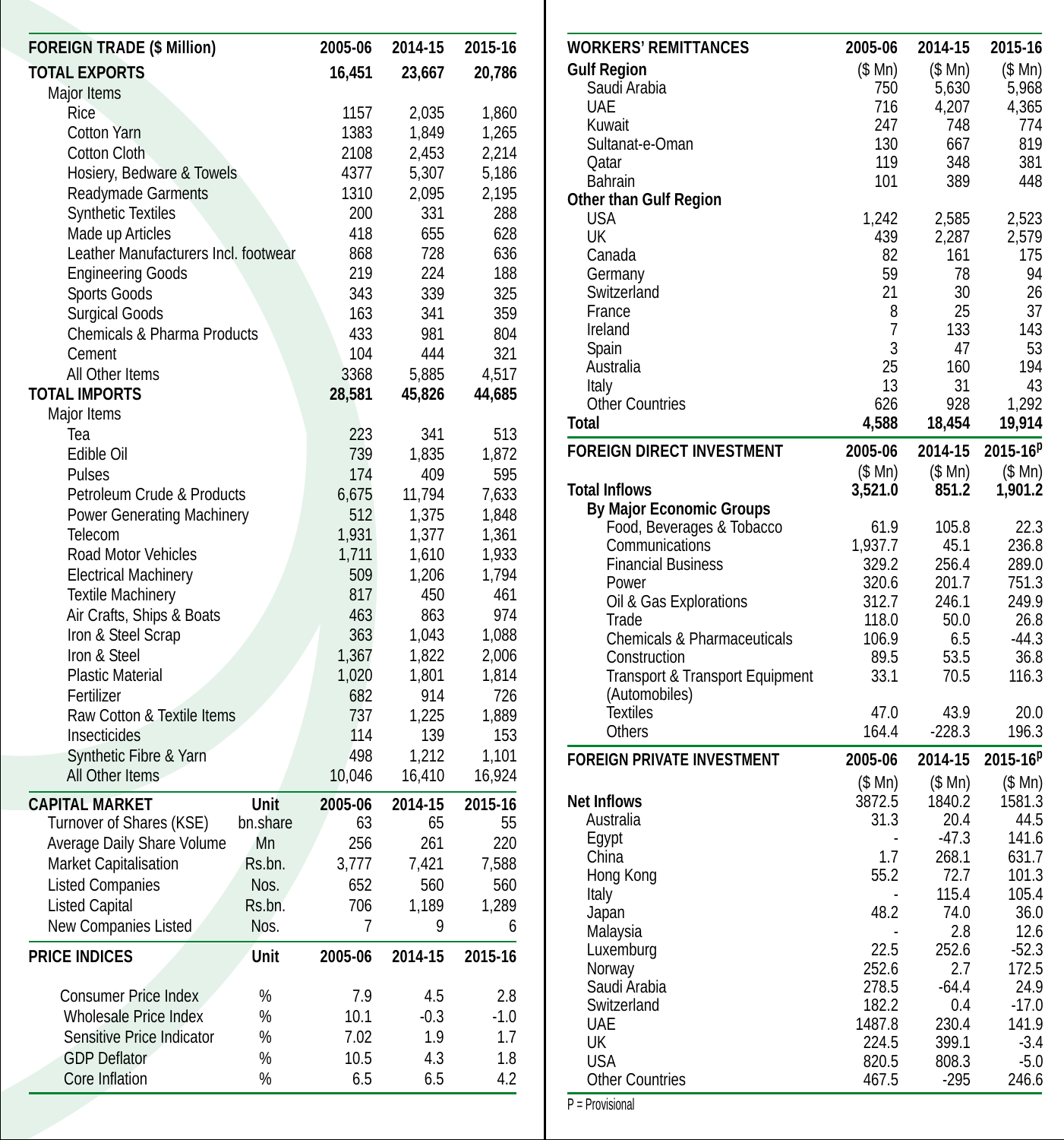| FOREIGN TRADE ($ Million) | 2005-06 | 2014-15 | 2015-16 |
|---|---|---|---|
| **TOTAL EXPORTS** | **16,451** | **23,667** | **20,786** |
| Major Items | | | |
| Rice | 1157 | 2,035 | 1,860 |
| Cotton Yarn | 1383 | 1,849 | 1,265 |
| Cotton Cloth | 2108 | 2,453 | 2,214 |
| Hosiery, Bedware & Towels | 4377 | 5,307 | 5,186 |
| Readymade Garments | 1310 | 2,095 | 2,195 |
| Synthetic Textiles | 200 | 331 | 288 |
| Made up Articles | 418 | 655 | 628 |
| Leather Manufacturers Incl. footwear | 868 | 728 | 636 |
| Engineering Goods | 219 | 224 | 188 |
| Sports Goods | 343 | 339 | 325 |
| Surgical Goods | 163 | 341 | 359 |
| Chemicals & Pharma Products | 433 | 981 | 804 |
| Cement | 104 | 444 | 321 |
| All Other Items | 3368 | 5,885 | 4,517 |
| **TOTAL IMPORTS** | **28,581** | **45,826** | **44,685** |
| Major Items | | | |
| Tea | 223 | 341 | 513 |
| Edible Oil | 739 | 1,835 | 1,872 |
| Pulses | 174 | 409 | 595 |
| Petroleum Crude & Products | 6,675 | 11,794 | 7,633 |
| Power Generating Machinery | 512 | 1,375 | 1,848 |
| Telecom | 1,931 | 1,377 | 1,361 |
| Road Motor Vehicles | 1,711 | 1,610 | 1,933 |
| Electrical Machinery | 509 | 1,206 | 1,794 |
| Textile Machinery | 817 | 450 | 461 |
| Air Crafts, Ships & Boats | 463 | 863 | 974 |
| Iron & Steel Scrap | 363 | 1,043 | 1,088 |
| Iron & Steel | 1,367 | 1,822 | 2,006 |
| Plastic Material | 1,020 | 1,801 | 1,814 |
| Fertilizer | 682 | 914 | 726 |
| Raw Cotton & Textile Items | 737 | 1,225 | 1,889 |
| Insecticides | 114 | 139 | 153 |
| Synthetic Fibre & Yarn | 498 | 1,212 | 1,101 |
| All Other Items | 10,046 | 16,410 | 16,924 |

| CAPITAL MARKET | Unit | 2005-06 | 2014-15 | 2015-16 |
|---|---|---|---|---|
| Turnover of Shares (KSE) | bn.share | 63 | 65 | 55 |
| Average Daily Share Volume | Mn | 256 | 261 | 220 |
| Market Capitalisation | Rs.bn. | 3,777 | 7,421 | 7,588 |
| Listed Companies | Nos. | 652 | 560 | 560 |
| Listed Capital | Rs.bn. | 706 | 1,189 | 1,289 |
| New Companies Listed | Nos. | 7 | 9 | 6 |

| PRICE INDICES | Unit | 2005-06 | 2014-15 | 2015-16 |
|---|---|---|---|---|
| Consumer Price Index | % | 7.9 | 4.5 | 2.8 |
| Wholesale Price Index | % | 10.1 | -0.3 | -1.0 |
| Sensitive Price Indicator | % | 7.02 | 1.9 | 1.7 |
| GDP Deflator | % | 10.5 | 4.3 | 1.8 |
| Core Inflation | % | 6.5 | 6.5 | 4.2 |

| WORKERS' REMITTANCES | 2005-06 | 2014-15 | 2015-16 |
|---|---|---|---|
| **Gulf Region** | ($ Mn) | ($ Mn) | ($ Mn) |
| Saudi Arabia | 750 | 5,630 | 5,968 |
| UAE | 716 | 4,207 | 4,365 |
| Kuwait | 247 | 748 | 774 |
| Sultanat-e-Oman | 130 | 667 | 819 |
| Qatar | 119 | 348 | 381 |
| Bahrain | 101 | 389 | 448 |
| **Other than Gulf Region** | | | |
| USA | 1,242 | 2,585 | 2,523 |
| UK | 439 | 2,287 | 2,579 |
| Canada | 82 | 161 | 175 |
| Germany | 59 | 78 | 94 |
| Switzerland | 21 | 30 | 26 |
| France | 8 | 25 | 37 |
| Ireland | 7 | 133 | 143 |
| Spain | 3 | 47 | 53 |
| Australia | 25 | 160 | 194 |
| Italy | 13 | 31 | 43 |
| Other Countries | 626 | 928 | 1,292 |
| **Total** | **4,588** | **18,454** | **19,914** |

| FOREIGN DIRECT INVESTMENT | 2005-06 | 2014-15 | 2015-16^P |
|---|---|---|---|
| | ($ Mn) | ($ Mn) | ($ Mn) |
| **Total Inflows** | **3,521.0** | **851.2** | **1,901.2** |
| **By Major Economic Groups** | | | |
| Food, Beverages & Tobacco | 61.9 | 105.8 | 22.3 |
| Communications | 1,937.7 | 45.1 | 236.8 |
| Financial Business | 329.2 | 256.4 | 289.0 |
| Power | 320.6 | 201.7 | 751.3 |
| Oil & Gas Explorations | 312.7 | 246.1 | 249.9 |
| Trade | 118.0 | 50.0 | 26.8 |
| Chemicals & Pharmaceuticals | 106.9 | 6.5 | -44.3 |
| Construction | 89.5 | 53.5 | 36.8 |
| Transport & Transport Equipment (Automobiles) | 33.1 | 70.5 | 116.3 |
| Textiles | 47.0 | 43.9 | 20.0 |
| Others | 164.4 | -228.3 | 196.3 |

| FOREIGN PRIVATE INVESTMENT | 2005-06 | 2014-15 | 2015-16^P |
|---|---|---|---|
| | ($ Mn) | ($ Mn) | ($ Mn) |
| **Net Inflows** | 3872.5 | 1840.2 | 1581.3 |
| Australia | 31.3 | 20.4 | 44.5 |
| Egypt | - | -47.3 | 141.6 |
| China | 1.7 | 268.1 | 631.7 |
| Hong Kong | 55.2 | 72.7 | 101.3 |
| Italy | - | 115.4 | 105.4 |
| Japan | 48.2 | 74.0 | 36.0 |
| Malaysia | - | 2.8 | 12.6 |
| Luxemburg | 22.5 | 252.6 | -52.3 |
| Norway | 252.6 | 2.7 | 172.5 |
| Saudi Arabia | 278.5 | -64.4 | 24.9 |
| Switzerland | 182.2 | 0.4 | -17.0 |
| UAE | 1487.8 | 230.4 | 141.9 |
| UK | 224.5 | 399.1 | -3.4 |
| USA | 820.5 | 808.3 | -5.0 |
| Other Countries | 467.5 | -295 | 246.6 |

P = Provisional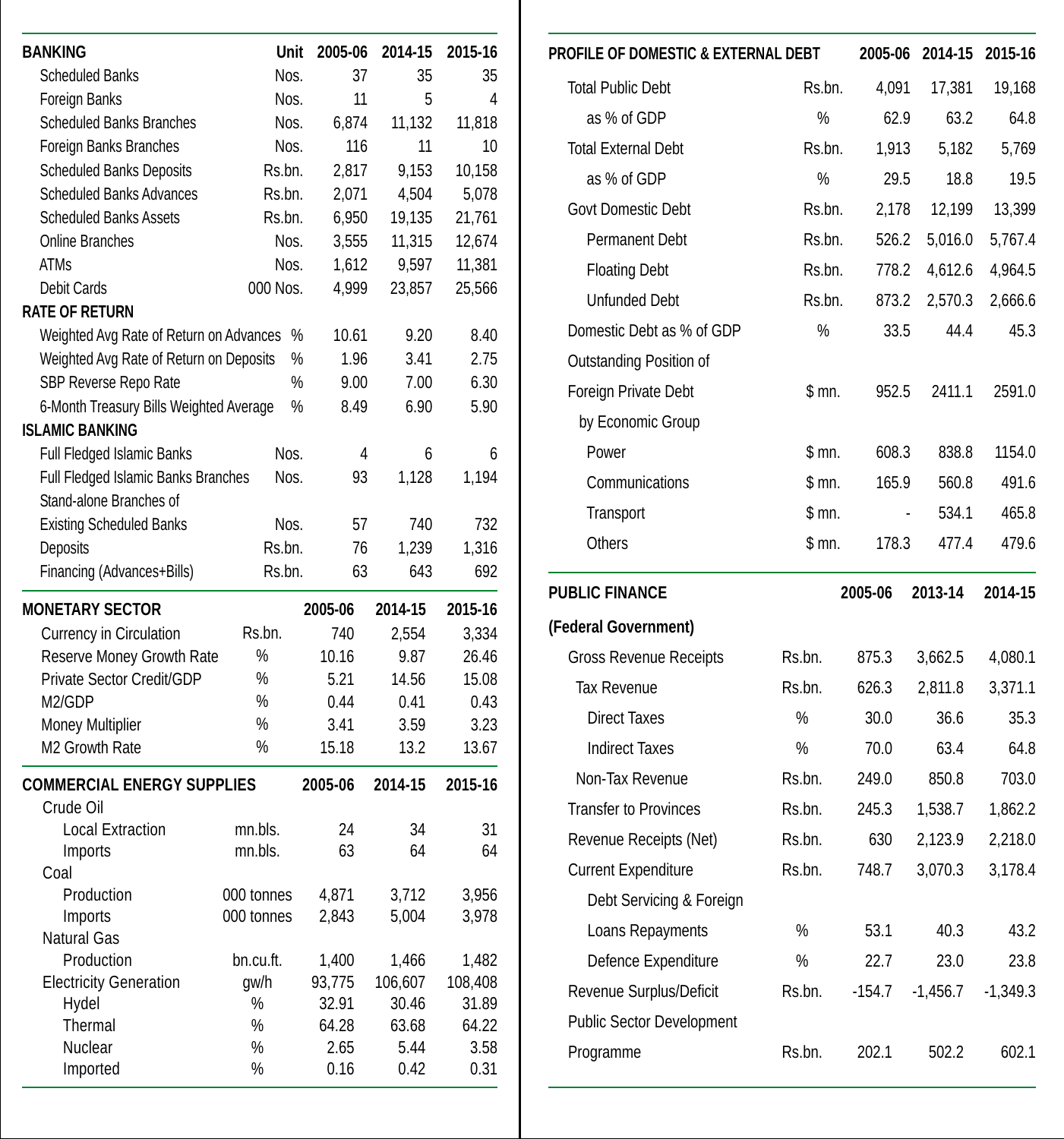| BANKING | Unit | 2005-06 | 2014-15 | 2015-16 |
|---|---|---|---|---|
| Scheduled Banks | Nos. | 37 | 35 | 35 |
| Foreign Banks | Nos. | 11 | 5 | 4 |
| Scheduled Banks Branches | Nos. | 6,874 | 11,132 | 11,818 |
| Foreign Banks Branches | Nos. | 116 | 11 | 10 |
| Scheduled Banks Deposits | Rs.bn. | 2,817 | 9,153 | 10,158 |
| Scheduled Banks Advances | Rs.bn. | 2,071 | 4,504 | 5,078 |
| Scheduled Banks Assets | Rs.bn. | 6,950 | 19,135 | 21,761 |
| Online Branches | Nos. | 3,555 | 11,315 | 12,674 |
| ATMs | Nos. | 1,612 | 9,597 | 11,381 |
| Debit Cards | 000 Nos. | 4,999 | 23,857 | 25,566 |
| **RATE OF RETURN** | | | | |
| Weighted Avg Rate of Return on Advances | % | 10.61 | 9.20 | 8.40 |
| Weighted Avg Rate of Return on Deposits | % | 1.96 | 3.41 | 2.75 |
| SBP Reverse Repo Rate | % | 9.00 | 7.00 | 6.30 |
| 6-Month Treasury Bills Weighted Average | % | 8.49 | 6.90 | 5.90 |
| **ISLAMIC BANKING** | | | | |
| Full Fledged Islamic Banks | Nos. | 4 | 6 | 6 |
| Full Fledged Islamic Banks Branches | Nos. | 93 | 1,128 | 1,194 |
| Stand-alone Branches of Existing Scheduled Banks | Nos. | 57 | 740 | 732 |
| Deposits | Rs.bn. | 76 | 1,239 | 1,316 |
| Financing (Advances+Bills) | Rs.bn. | 63 | 643 | 692 |

| MONETARY SECTOR | | 2005-06 | 2014-15 | 2015-16 |
|---|---|---|---|---|
| Currency in Circulation | Rs.bn. | 740 | 2,554 | 3,334 |
| Reserve Money Growth Rate | % | 10.16 | 9.87 | 26.46 |
| Private Sector Credit/GDP | % | 5.21 | 14.56 | 15.08 |
| M2/GDP | % | 0.44 | 0.41 | 0.43 |
| Money Multiplier | % | 3.41 | 3.59 | 3.23 |
| M2 Growth Rate | % | 15.18 | 13.2 | 13.67 |

| COMMERCIAL ENERGY SUPPLIES | | 2005-06 | 2014-15 | 2015-16 |
|---|---|---|---|---|
| Crude Oil | | | | |
| Local Extraction | mn.bls. | 24 | 34 | 31 |
| Imports | mn.bls. | 63 | 64 | 64 |
| Coal | | | | |
| Production | 000 tonnes | 4,871 | 3,712 | 3,956 |
| Imports | 000 tonnes | 2,843 | 5,004 | 3,978 |
| Natural Gas | | | | |
| Production | bn.cu.ft. | 1,400 | 1,466 | 1,482 |
| Electricity Generation | gw/h | 93,775 | 106,607 | 108,408 |
| Hydel | % | 32.91 | 30.46 | 31.89 |
| Thermal | % | 64.28 | 63.68 | 64.22 |
| Nuclear | % | 2.65 | 5.44 | 3.58 |
| Imported | % | 0.16 | 0.42 | 0.31 |

| PROFILE OF DOMESTIC & EXTERNAL DEBT | | 2005-06 | 2014-15 | 2015-16 |
|---|---|---|---|---|
| Total Public Debt | Rs.bn. | 4,091 | 17,381 | 19,168 |
| as % of GDP | % | 62.9 | 63.2 | 64.8 |
| Total External Debt | Rs.bn. | 1,913 | 5,182 | 5,769 |
| as % of GDP | % | 29.5 | 18.8 | 19.5 |
| Govt Domestic Debt | Rs.bn. | 2,178 | 12,199 | 13,399 |
| Permanent Debt | Rs.bn. | 526.2 | 5,016.0 | 5,767.4 |
| Floating Debt | Rs.bn. | 778.2 | 4,612.6 | 4,964.5 |
| Unfunded Debt | Rs.bn. | 873.2 | 2,570.3 | 2,666.6 |
| Domestic Debt as % of GDP | % | 33.5 | 44.4 | 45.3 |
| Outstanding Position of Foreign Private Debt | $ mn. | 952.5 | 2411.1 | 2591.0 |
| by Economic Group | | | | |
| Power | $ mn. | 608.3 | 838.8 | 1154.0 |
| Communications | $ mn. | 165.9 | 560.8 | 491.6 |
| Transport | $ mn. | - | 534.1 | 465.8 |
| Others | $ mn. | 178.3 | 477.4 | 479.6 |

| PUBLIC FINANCE (Federal Government) | | 2005-06 | 2013-14 | 2014-15 |
|---|---|---|---|---|
| Gross Revenue Receipts | Rs.bn. | 875.3 | 3,662.5 | 4,080.1 |
| Tax Revenue | Rs.bn. | 626.3 | 2,811.8 | 3,371.1 |
| Direct Taxes | % | 30.0 | 36.6 | 35.3 |
| Indirect Taxes | % | 70.0 | 63.4 | 64.8 |
| Non-Tax Revenue | Rs.bn. | 249.0 | 850.8 | 703.0 |
| Transfer to Provinces | Rs.bn. | 245.3 | 1,538.7 | 1,862.2 |
| Revenue Receipts (Net) | Rs.bn. | 630 | 2,123.9 | 2,218.0 |
| Current Expenditure | Rs.bn. | 748.7 | 3,070.3 | 3,178.4 |
| Debt Servicing & Foreign Loans Repayments | % | 53.1 | 40.3 | 43.2 |
| Defence Expenditure | % | 22.7 | 23.0 | 23.8 |
| Revenue Surplus/Deficit | Rs.bn. | -154.7 | -1,456.7 | -1,349.3 |
| Public Sector Development Programme | Rs.bn. | 202.1 | 502.2 | 602.1 |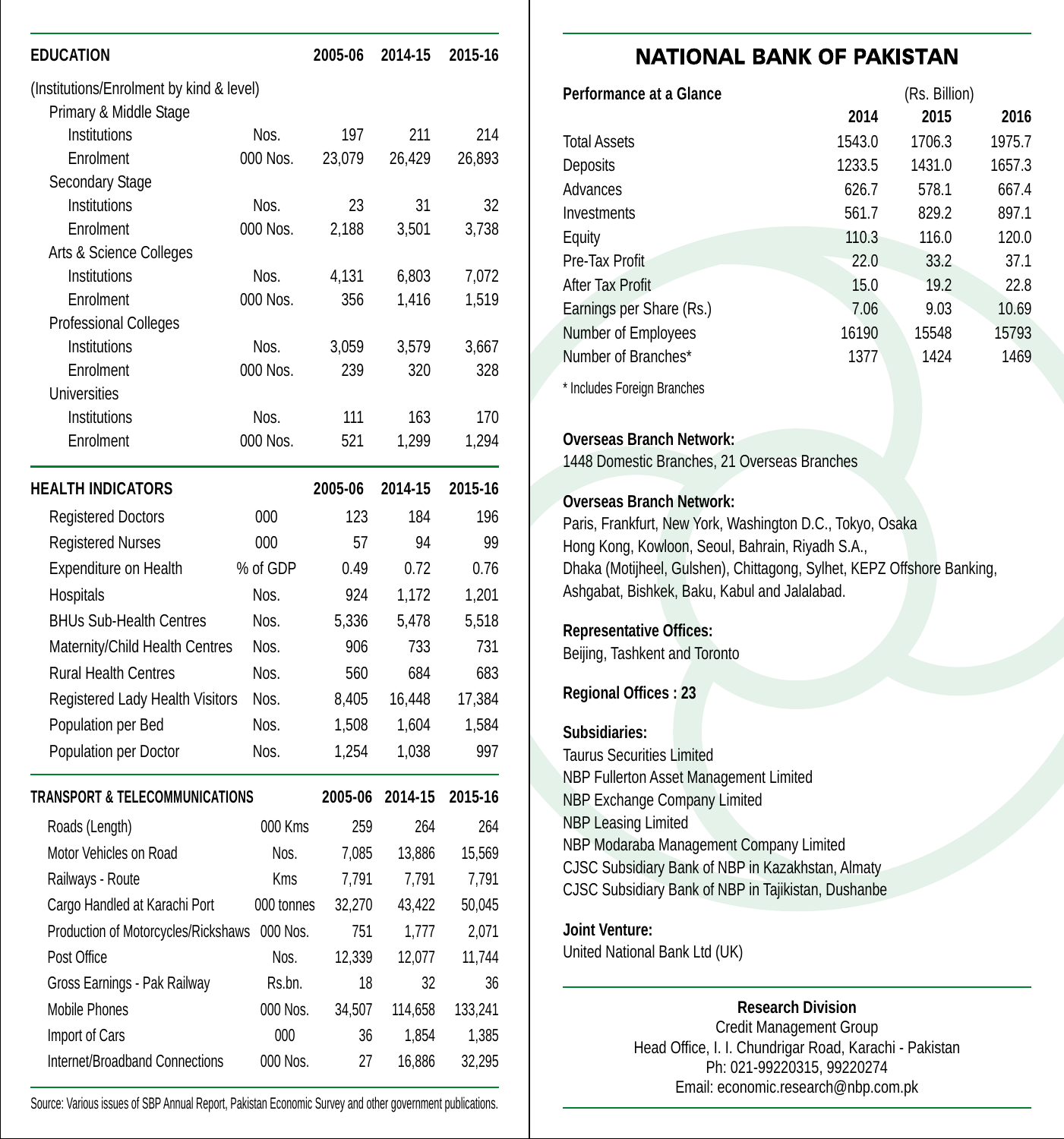| EDUCATION | | 2005-06 | 2014-15 | 2015-16 |
|---|---|---|---|---|
| (Institutions/Enrolment by kind & level) | | | | |
| Primary & Middle Stage | | | | |
| Institutions | Nos. | 197 | 211 | 214 |
| Enrolment | 000 Nos. | 23,079 | 26,429 | 26,893 |
| Secondary Stage | | | | |
| Institutions | Nos. | 23 | 31 | 32 |
| Enrolment | 000 Nos. | 2,188 | 3,501 | 3,738 |
| Arts & Science Colleges | | | | |
| Institutions | Nos. | 4,131 | 6,803 | 7,072 |
| Enrolment | 000 Nos. | 356 | 1,416 | 1,519 |
| Professional Colleges | | | | |
| Institutions | Nos. | 3,059 | 3,579 | 3,667 |
| Enrolment | 000 Nos. | 239 | 320 | 328 |
| Universities | | | | |
| Institutions | Nos. | 111 | 163 | 170 |
| Enrolment | 000 Nos. | 521 | 1,299 | 1,294 |

| HEALTH INDICATORS | | 2005-06 | 2014-15 | 2015-16 |
|---|---|---|---|---|
| Registered Doctors | 000 | 123 | 184 | 196 |
| Registered Nurses | 000 | 57 | 94 | 99 |
| Expenditure on Health | % of GDP | 0.49 | 0.72 | 0.76 |
| Hospitals | Nos. | 924 | 1,172 | 1,201 |
| BHUs Sub-Health Centres | Nos. | 5,336 | 5,478 | 5,518 |
| Maternity/Child Health Centres | Nos. | 906 | 733 | 731 |
| Rural Health Centres | Nos. | 560 | 684 | 683 |
| Registered Lady Health Visitors | Nos. | 8,405 | 16,448 | 17,384 |
| Population per Bed | Nos. | 1,508 | 1,604 | 1,584 |
| Population per Doctor | Nos. | 1,254 | 1,038 | 997 |

| TRANSPORT & TELECOMMUNICATIONS | | 2005-06 | 2014-15 | 2015-16 |
|---|---|---|---|---|
| Roads (Length) | 000 Kms | 259 | 264 | 264 |
| Motor Vehicles on Road | Nos. | 7,085 | 13,886 | 15,569 |
| Railways - Route | Kms | 7,791 | 7,791 | 7,791 |
| Cargo Handled at Karachi Port | 000 tonnes | 32,270 | 43,422 | 50,045 |
| Production of Motorcycles/Rickshaws | 000 Nos. | 751 | 1,777 | 2,071 |
| Post Office | Nos. | 12,339 | 12,077 | 11,744 |
| Gross Earnings - Pak Railway | Rs.bn. | 18 | 32 | 36 |
| Mobile Phones | 000 Nos. | 34,507 | 114,658 | 133,241 |
| Import of Cars | 000 | 36 | 1,854 | 1,385 |
| Internet/Broadband Connections | 000 Nos. | 27 | 16,886 | 32,295 |

Source: Various issues of SBP Annual Report, Pakistan Economic Survey and other government publications.

# NATIONAL BANK OF PAKISTAN

**Performance at a Glance** (Rs. Billion)

| | 2014 | 2015 | 2016 |
|---|---|---|---|
| Total Assets | 1543.0 | 1706.3 | 1975.7 |
| Deposits | 1233.5 | 1431.0 | 1657.3 |
| Advances | 626.7 | 578.1 | 667.4 |
| Investments | 561.7 | 829.2 | 897.1 |
| Equity | 110.3 | 116.0 | 120.0 |
| Pre-Tax Profit | 22.0 | 33.2 | 37.1 |
| After Tax Profit | 15.0 | 19.2 | 22.8 |
| Earnings per Share (Rs.) | 7.06 | 9.03 | 10.69 |
| Number of Employees | 16190 | 15548 | 15793 |
| Number of Branches* | 1377 | 1424 | 1469 |

* Includes Foreign Branches

**Overseas Branch Network:**
1448 Domestic Branches, 21 Overseas Branches

**Overseas Branch Network:**
Paris, Frankfurt, New York, Washington D.C., Tokyo, Osaka
Hong Kong, Kowloon, Seoul, Bahrain, Riyadh S.A.,
Dhaka (Motijheel, Gulshen), Chittagong, Sylhet, KEPZ Offshore Banking,
Ashgabat, Bishkek, Baku, Kabul and Jalalabad.

**Representative Offices:**
Beijing, Tashkent and Toronto

**Regional Offices : 23**

**Subsidiaries:**
Taurus Securities Limited
NBP Fullerton Asset Management Limited
NBP Exchange Company Limited
NBP Leasing Limited
NBP Modaraba Management Company Limited
CJSC Subsidiary Bank of NBP in Kazakhstan, Almaty
CJSC Subsidiary Bank of NBP in Tajikistan, Dushanbe

**Joint Venture:**
United National Bank Ltd (UK)

**Research Division**
Credit Management Group
Head Office, I. I. Chundrigar Road, Karachi - Pakistan
Ph: 021-99220315, 99220274
Email: economic.research@nbp.com.pk